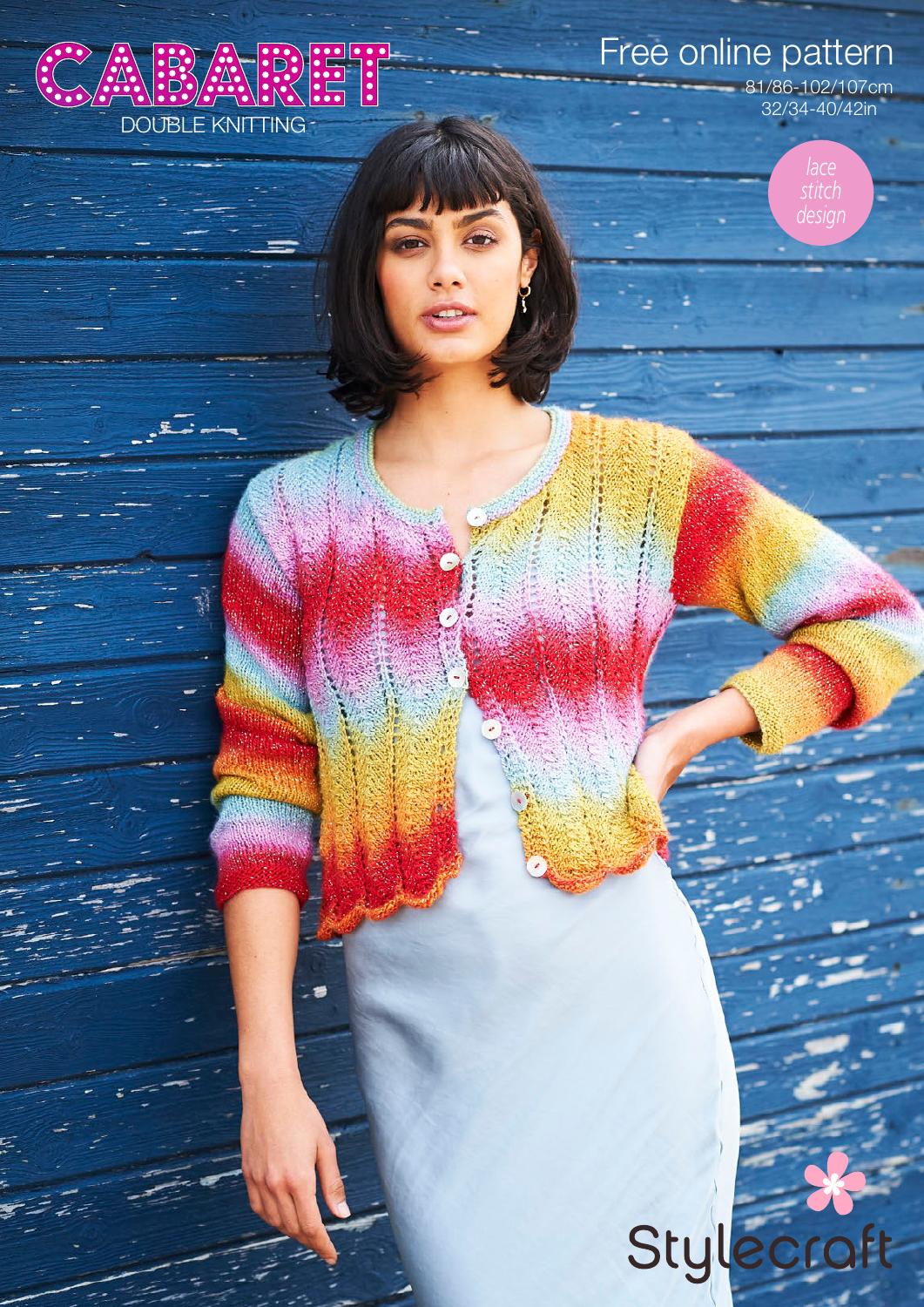# CABARET

DOUBLE KNITTING

Free online pattern

81/86-102/107cm
32/34-40/42in

*lace stitch design*

Stylecraft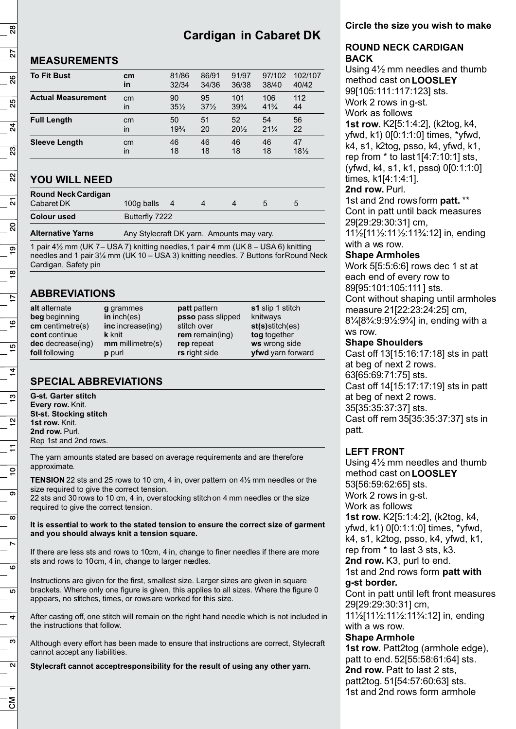# Cardigan in Cabaret DK

## MEASUREMENTS

| | | | | | | |
|---|---|---|---|---|---|---|
| **To Fit Bust** | **cm** | 81/86 | 86/91 | 91/97 | 97/102 | 102/107 |
| | **in** | 32/34 | 34/36 | 36/38 | 38/40 | 40/42 |
| **Actual Measurement** | cm | 90 | 95 | 101 | 106 | 112 |
| | in | 35½ | 37½ | 39¾ | 41¾ | 44 |
| **Full Length** | cm | 50 | 51 | 52 | 54 | 56 |
| | in | 19¾ | 20 | 20½ | 21¼ | 22 |
| **Sleeve Length** | cm | 46 | 46 | 46 | 46 | 47 |
| | in | 18 | 18 | 18 | 18 | 18½ |

## YOU WILL NEED

| | | | | | | |
|---|---|---|---|---|---|---|
| **Round Neck Cardigan** | | | | | | |
| Cabaret DK | 100g balls | 4 | 4 | 4 | 5 | 5 |
| **Colour used** | Butterfly 7222 | | | | | |
| **Alternative Yarns** | Any Stylecraft DK yarn. Amounts may vary. | | | | | |

1 pair 4½ mm (UK 7 – USA 7) knitting needles, 1 pair 4 mm (UK 8 – USA 6) knitting needles and 1 pair 3¼ mm (UK 10 – USA 3) knitting needles. 7 Buttons for Round Neck Cardigan, Safety pin

## ABBREVIATIONS

| | | | |
|---|---|---|---|
| **alt** alternate | **g** grammes | **patt** pattern | **s1** slip 1 stitch |
| **beg** beginning | **in** inch(es) | **psso** pass slipped stitch over | knitways |
| **cm** centimetre(s) | **inc** increase(ing) | **rem** remain(ing) | **st(s)** stitch(es) |
| **cont** continue | **k** knit | **rep** repeat | **tog** together |
| **dec** decrease(ing) | **mm** millimetre(s) | **rs** right side | **ws** wrong side |
| **foll** following | **p** purl | | **yfwd** yarn forward |

## SPECIAL ABBREVIATIONS

**G-st. Garter stitch**
**Every row.** Knit.
**St-st. Stocking stitch**
**1st row.** Knit.
**2nd row.** Purl.
Rep 1st and 2nd rows.

The yarn amounts stated are based on average requirements and are therefore approximate.

**TENSION** 22 sts and 25 rows to 10 cm, 4 in, over pattern on 4½ mm needles or the size required to give the correct tension.
22 sts and 30 rows to 10 cm, 4 in, over stocking stitch on 4 mm needles or the size required to give the correct tension.

**It is essential to work to the stated tension to ensure the correct size of garment and you should always knit a tension square.**

If there are less sts and rows to 10cm, 4 in, change to finer needles if there are more sts and rows to 10cm, 4 in, change to larger needles.

Instructions are given for the first, smallest size. Larger sizes are given in square brackets. Where only one figure is given, this applies to all sizes. Where the figure 0 appears, no stitches, times, or rows are worked for this size.

After casting off, one stitch will remain on the right hand needle which is not included in the instructions that follow.

Although every effort has been made to ensure that instructions are correct, Stylecraft cannot accept any liabilities.

**Stylecraft cannot accept responsibility for the result of using any other yarn.**

**Circle the size you wish to make**

### ROUND NECK CARDIGAN
### BACK

Using 4½ mm needles and thumb method cast on **LOOSLEY** 99[105:111:117:123] sts.
Work 2 rows in g-st.
Work as follows:
**1st row.** K2[5:1:4:2], (k2tog, k4, yfwd, k1) 0[0:1:1:0] times, *yfwd, k4, s1, k2tog, psso, k4, yfwd, k1, rep from * to last 1[4:7:10:1] sts, (yfwd, k4, s1, k1, psso) 0[0:1:1:0] times, k1[4:1:4:1].
**2nd row.** Purl.
1st and 2nd rows form **patt.** **
Cont in patt until back measures 29[29:29:30:31] cm, 11½[11½:11½:11¾:12] in, ending with a ws row.

**Shape Armholes**
Work 5[5:5:6:6] rows dec 1 st at each end of every row to 89[95:101:105:111] sts.
Cont without shaping until armholes measure 21[22:23:24:25] cm, 8¼[8¾:9:9½:9¾] in, ending with a ws row.

**Shape Shoulders**
Cast off 13[15:16:17:18] sts in patt at beg of next 2 rows. 63[65:69:71:75] sts.
Cast off 14[15:17:17:19] sts in patt at beg of next 2 rows. 35[35:35:37:37] sts.
Cast off rem 35[35:35:37:37] sts in patt.

### LEFT FRONT

Using 4½ mm needles and thumb method cast on **LOOSLEY** 53[56:59:62:65] sts.
Work 2 rows in g-st.
Work as follows:
**1st row.** K2[5:1:4:2], (k2tog, k4, yfwd, k1) 0[0:1:1:0] times, *yfwd, k4, s1, k2tog, psso, k4, yfwd, k1, rep from * to last 3 sts, k3.
**2nd row.** K3, purl to end.
1st and 2nd rows form **patt with g-st border.**
Cont in patt until left front measures 29[29:29:30:31] cm, 11½[11½:11½:11¾:12] in, ending with a ws row.

**Shape Armhole**
**1st row.** Patt2tog (armhole edge), patt to end. 52[55:58:61:64] sts.
**2nd row.** Patt to last 2 sts, patt2tog. 51[54:57:60:63] sts.
1st and 2nd rows form armhole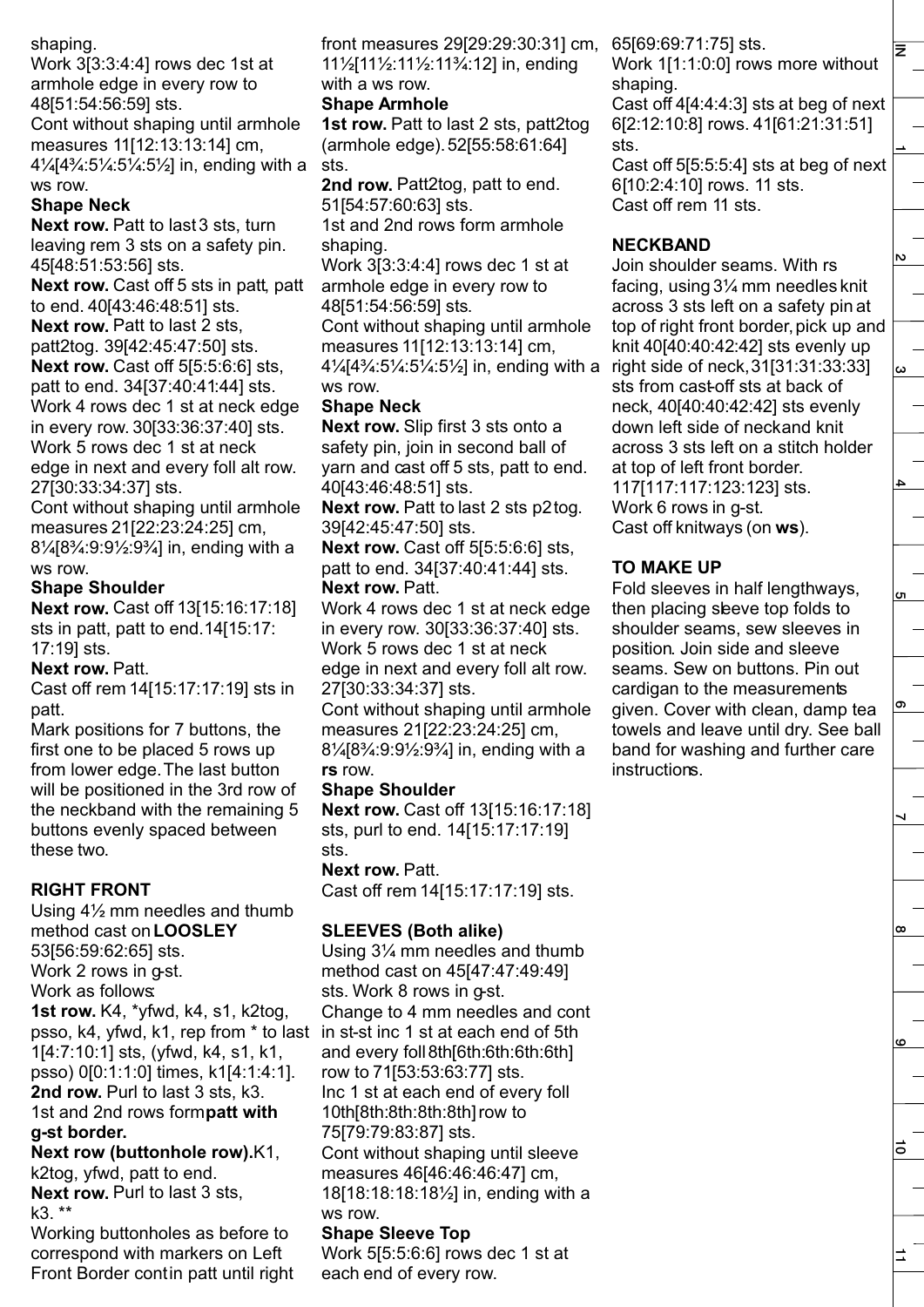shaping.
Work 3[3:3:4:4] rows dec 1st at armhole edge in every row to 48[51:54:56:59] sts.
Cont without shaping until armhole measures 11[12:13:13:14] cm, 4¼[4¾:5¼:5¼:5½] in, ending with a ws row.

**Shape Neck**

**Next row.** Patt to last 3 sts, turn leaving rem 3 sts on a safety pin. 45[48:51:53:56] sts.
**Next row.** Cast off 5 sts in patt, patt to end. 40[43:46:48:51] sts.
**Next row.** Patt to last 2 sts, patt2tog. 39[42:45:47:50] sts.
**Next row.** Cast off 5[5:5:6:6] sts, patt to end. 34[37:40:41:44] sts.
Work 4 rows dec 1 st at neck edge in every row. 30[33:36:37:40] sts.
Work 5 rows dec 1 st at neck edge in next and every foll alt row. 27[30:33:34:37] sts.
Cont without shaping until armhole measures 21[22:23:24:25] cm, 8¼[8¾:9:9½:9¾] in, ending with a ws row.

**Shape Shoulder**

**Next row.** Cast off 13[15:16:17:18] sts in patt, patt to end. 14[15:17:17:19] sts.
**Next row.** Patt.
Cast off rem 14[15:17:17:19] sts in patt.
Mark positions for 7 buttons, the first one to be placed 5 rows up from lower edge. The last button will be positioned in the 3rd row of the neckband with the remaining 5 buttons evenly spaced between these two.

## RIGHT FRONT

Using 4½ mm needles and thumb method cast on **LOOSLEY** 53[56:59:62:65] sts.
Work 2 rows in g-st.
Work as follows:
**1st row.** K4, *yfwd, k4, s1, k2tog, psso, k4, yfwd, k1, rep from * to last 1[4:7:10:1] sts, (yfwd, k4, s1, k1, psso) 0[0:1:1:0] times, k1[4:1:4:1].
**2nd row.** Purl to last 3 sts, k3.
1st and 2nd rows form **patt with g-st border.**
**Next row (buttonhole row).** K1, k2tog, yfwd, patt to end.
**Next row.** Purl to last 3 sts, k3. **
Working buttonholes as before to correspond with markers on Left Front Border cont in patt until right front measures 29[29:29:30:31] cm, 11½[11½:11½:11¾:12] in, ending with a ws row.

**Shape Armhole**

**1st row.** Patt to last 2 sts, patt2tog (armhole edge). 52[55:58:61:64] sts.
**2nd row.** Patt2tog, patt to end. 51[54:57:60:63] sts.
1st and 2nd rows form armhole shaping.
Work 3[3:3:4:4] rows dec 1 st at armhole edge in every row to 48[51:54:56:59] sts.
Cont without shaping until armhole measures 11[12:13:13:14] cm, 4¼[4¾:5¼:5¼:5½] in, ending with a ws row.

**Shape Neck**

**Next row.** Slip first 3 sts onto a safety pin, join in second ball of yarn and cast off 5 sts, patt to end. 40[43:46:48:51] sts.
**Next row.** Patt to last 2 sts p2tog. 39[42:45:47:50] sts.
**Next row.** Cast off 5[5:5:6:6] sts, patt to end. 34[37:40:41:44] sts.
**Next row.** Patt.
Work 4 rows dec 1 st at neck edge in every row. 30[33:36:37:40] sts.
Work 5 rows dec 1 st at neck edge in next and every foll alt row. 27[30:33:34:37] sts.
Cont without shaping until armhole measures 21[22:23:24:25] cm, 8¼[8¾:9:9½:9¾] in, ending with a **rs** row.

**Shape Shoulder**

**Next row.** Cast off 13[15:16:17:18] sts, purl to end. 14[15:17:17:19] sts.
**Next row.** Patt.
Cast off rem 14[15:17:17:19] sts.

## SLEEVES (Both alike)

Using 3¼ mm needles and thumb method cast on 45[47:47:49:49] sts. Work 8 rows in g-st.
Change to 4 mm needles and cont in st-st inc 1 st at each end of 5th and every foll 8th[6th:6th:6th:6th] row to 71[53:53:63:77] sts.
Inc 1 st at each end of every foll 10th[8th:8th:8th:8th] row to 75[79:79:83:87] sts.
Cont without shaping until sleeve measures 46[46:46:46:47] cm, 18[18:18:18:18½] in, ending with a ws row.

**Shape Sleeve Top**

Work 5[5:5:6:6] rows dec 1 st at each end of every row. 65[69:69:71:75] sts.
Work 1[1:1:0:0] rows more without shaping.
Cast off 4[4:4:4:3] sts at beg of next 6[2:12:10:8] rows. 41[61:21:31:51] sts.
Cast off 5[5:5:5:4] sts at beg of next 6[10:2:4:10] rows. 11 sts.
Cast off rem 11 sts.

## NECKBAND

Join shoulder seams. With rs facing, using 3¼ mm needles knit across 3 sts left on a safety pin at top of right front border, pick up and knit 40[40:40:42:42] sts evenly up right side of neck, 31[31:31:33:33] sts from cast-off sts at back of neck, 40[40:40:42:42] sts evenly down left side of neck and knit across 3 sts left on a stitch holder at top of left front border. 117[117:117:123:123] sts.
Work 6 rows in g-st.
Cast off knitways (on **ws**).

## TO MAKE UP

Fold sleeves in half lengthways, then placing sleeve top folds to shoulder seams, sew sleeves in position. Join side and sleeve seams. Sew on buttons. Pin out cardigan to the measurements given. Cover with clean, damp tea towels and leave until dry. See ball band for washing and further care instructions.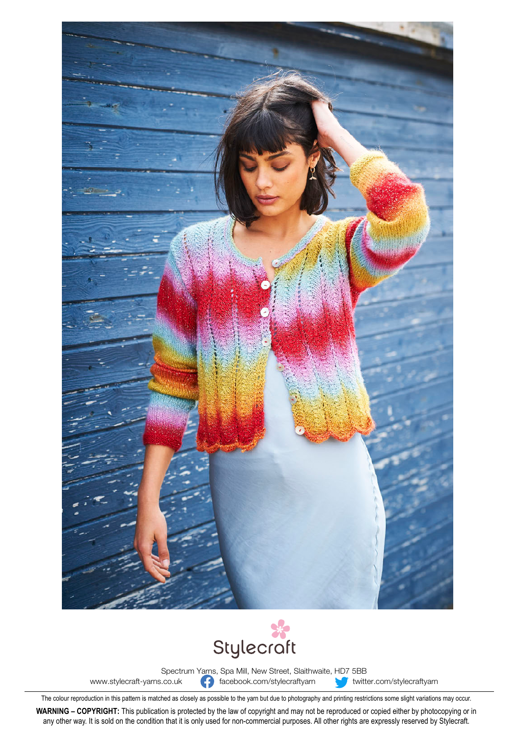Stylecraft

Spectrum Yarns, Spa Mill, New Street, Slaithwaite, HD7 5BB

www.stylecraft-yarns.co.uk facebook.com/stylecraftyarn twitter.com/stylecraftyarn

The colour reproduction in this pattern is matched as closely as possible to the yarn but due to photography and printing restrictions some slight variations may occur.

**WARNING – COPYRIGHT:** This publication is protected by the law of copyright and may not be reproduced or copied either by photocopying or in any other way. It is sold on the condition that it is only used for non-commercial purposes. All other rights are expressly reserved by Stylecraft.